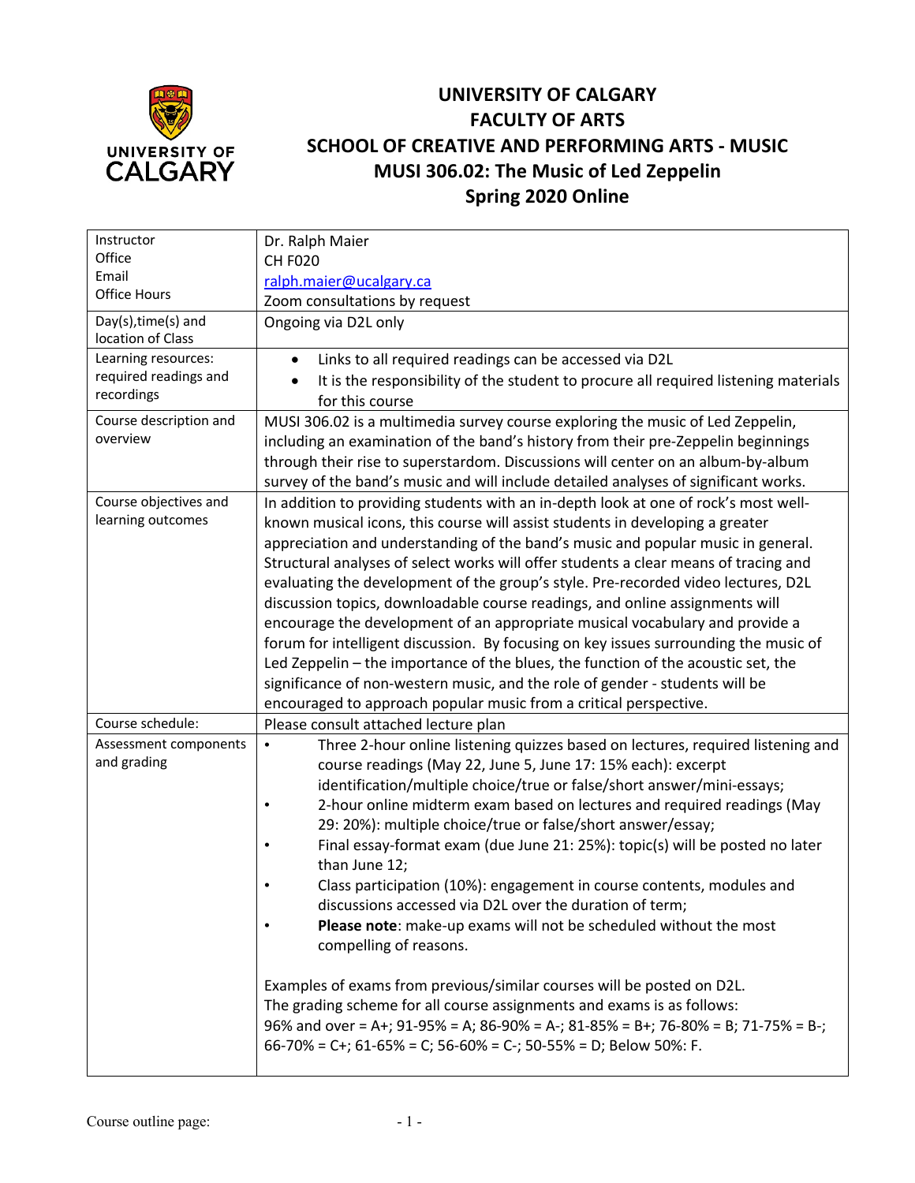# UNIVERSITY OF CALGARY
# FACULTY OF ARTS
# SCHOOL OF CREATIVE AND PERFORMING ARTS - MUSIC
# MUSI 306.02: The Music of Led Zeppelin
# Spring 2020 Online

| | |
|---|---|
| Instructor<br>Office<br>Email<br>Office Hours | Dr. Ralph Maier<br>CH F020<br>ralph.maier@ucalgary.ca<br>Zoom consultations by request |
| Day(s),time(s) and location of Class | Ongoing via D2L only |
| Learning resources: required readings and recordings | • Links to all required readings can be accessed via D2L<br>• It is the responsibility of the student to procure all required listening materials for this course |
| Course description and overview | MUSI 306.02 is a multimedia survey course exploring the music of Led Zeppelin, including an examination of the band's history from their pre-Zeppelin beginnings through their rise to superstardom. Discussions will center on an album-by-album survey of the band's music and will include detailed analyses of significant works. |
| Course objectives and learning outcomes | In addition to providing students with an in-depth look at one of rock's most well-known musical icons, this course will assist students in developing a greater appreciation and understanding of the band's music and popular music in general. Structural analyses of select works will offer students a clear means of tracing and evaluating the development of the group's style. Pre-recorded video lectures, D2L discussion topics, downloadable course readings, and online assignments will encourage the development of an appropriate musical vocabulary and provide a forum for intelligent discussion. By focusing on key issues surrounding the music of Led Zeppelin – the importance of the blues, the function of the acoustic set, the significance of non-western music, and the role of gender - students will be encouraged to approach popular music from a critical perspective. |
| Course schedule: | Please consult attached lecture plan |
| Assessment components and grading | • Three 2-hour online listening quizzes based on lectures, required listening and course readings (May 22, June 5, June 17: 15% each): excerpt identification/multiple choice/true or false/short answer/mini-essays;<br>• 2-hour online midterm exam based on lectures and required readings (May 29: 20%): multiple choice/true or false/short answer/essay;<br>• Final essay-format exam (due June 21: 25%): topic(s) will be posted no later than June 12;<br>• Class participation (10%): engagement in course contents, modules and discussions accessed via D2L over the duration of term;<br>• **Please note**: make-up exams will not be scheduled without the most compelling of reasons.<br><br>Examples of exams from previous/similar courses will be posted on D2L.<br>The grading scheme for all course assignments and exams is as follows:<br>96% and over = A+; 91-95% = A; 86-90% = A-; 81-85% = B+; 76-80% = B; 71-75% = B-; 66-70% = C+; 61-65% = C; 56-60% = C-; 50-55% = D; Below 50%: F. |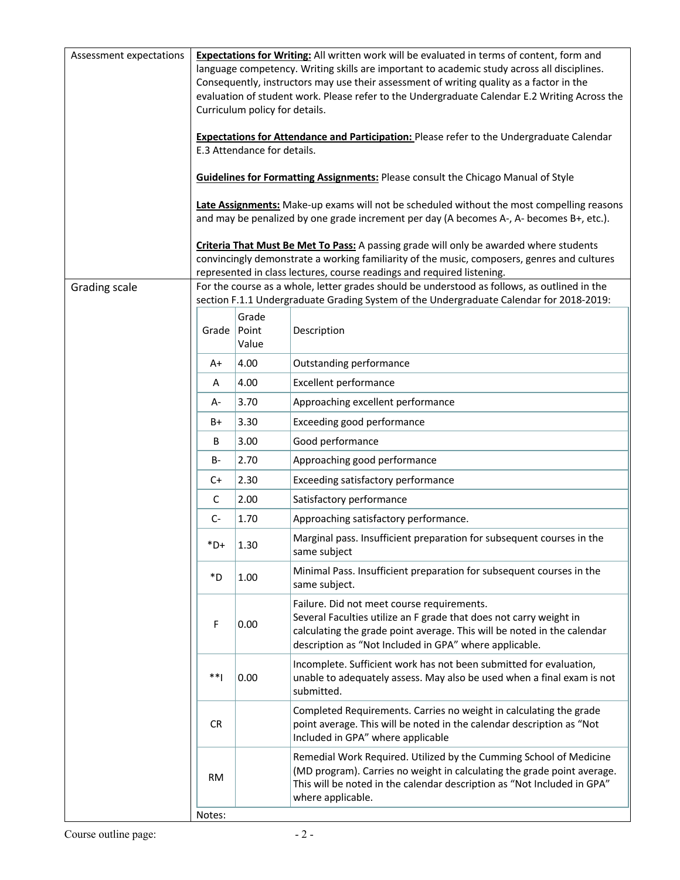| | |
|---|---|
| Assessment expectations | **Expectations for Writing:** All written work will be evaluated in terms of content, form and language competency. Writing skills are important to academic study across all disciplines. Consequently, instructors may use their assessment of writing quality as a factor in the evaluation of student work. Please refer to the Undergraduate Calendar E.2 Writing Across the Curriculum policy for details.<br><br>**Expectations for Attendance and Participation:** Please refer to the Undergraduate Calendar E.3 Attendance for details.<br><br>**Guidelines for Formatting Assignments:** Please consult the Chicago Manual of Style<br><br>**Late Assignments:** Make-up exams will not be scheduled without the most compelling reasons and may be penalized by one grade increment per day (A becomes A-, A- becomes B+, etc.).<br><br>**Criteria That Must Be Met To Pass:** A passing grade will only be awarded where students convincingly demonstrate a working familiarity of the music, composers, genres and cultures represented in class lectures, course readings and required listening. |
| Grading scale | For the course as a whole, letter grades should be understood as follows, as outlined in the section F.1.1 Undergraduate Grading System of the Undergraduate Calendar for 2018-2019: |

| Grade | Grade Point Value | Description |
|---|---|---|
| A+ | 4.00 | Outstanding performance |
| A | 4.00 | Excellent performance |
| A- | 3.70 | Approaching excellent performance |
| B+ | 3.30 | Exceeding good performance |
| B | 3.00 | Good performance |
| B- | 2.70 | Approaching good performance |
| C+ | 2.30 | Exceeding satisfactory performance |
| C | 2.00 | Satisfactory performance |
| C- | 1.70 | Approaching satisfactory performance. |
| *D+ | 1.30 | Marginal pass. Insufficient preparation for subsequent courses in the same subject |
| *D | 1.00 | Minimal Pass. Insufficient preparation for subsequent courses in the same subject. |
| F | 0.00 | Failure. Did not meet course requirements.<br>Several Faculties utilize an F grade that does not carry weight in calculating the grade point average. This will be noted in the calendar description as "Not Included in GPA" where applicable. |
| **I | 0.00 | Incomplete. Sufficient work has not been submitted for evaluation, unable to adequately assess. May also be used when a final exam is not submitted. |
| CR | | Completed Requirements. Carries no weight in calculating the grade point average. This will be noted in the calendar description as "Not Included in GPA" where applicable |
| RM | | Remedial Work Required. Utilized by the Cumming School of Medicine (MD program). Carries no weight in calculating the grade point average. This will be noted in the calendar description as "Not Included in GPA" where applicable. |

Notes: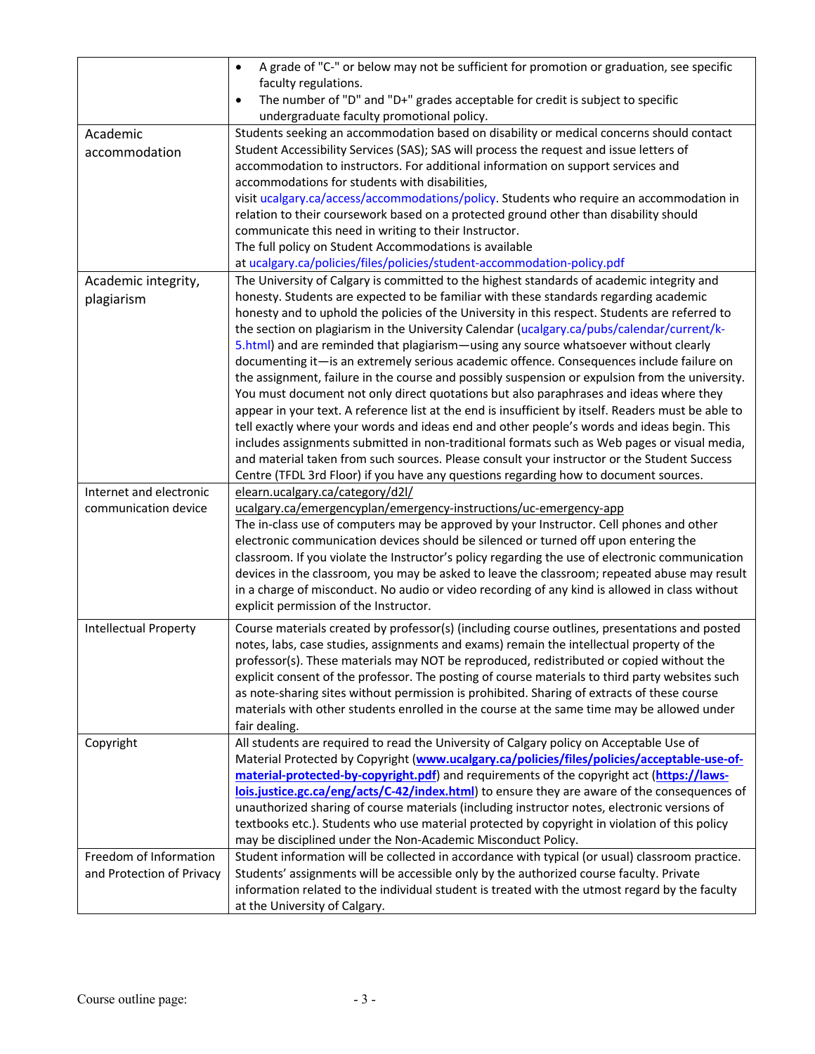| | |
|---|---|
| | • A grade of "C-" or below may not be sufficient for promotion or graduation, see specific faculty regulations.<br>• The number of "D" and "D+" grades acceptable for credit is subject to specific undergraduate faculty promotional policy. |
| Academic accommodation | Students seeking an accommodation based on disability or medical concerns should contact Student Accessibility Services (SAS); SAS will process the request and issue letters of accommodation to instructors. For additional information on support services and accommodations for students with disabilities, visit ucalgary.ca/access/accommodations/policy. Students who require an accommodation in relation to their coursework based on a protected ground other than disability should communicate this need in writing to their Instructor.<br>The full policy on Student Accommodations is available at ucalgary.ca/policies/files/policies/student-accommodation-policy.pdf |
| Academic integrity, plagiarism | The University of Calgary is committed to the highest standards of academic integrity and honesty. Students are expected to be familiar with these standards regarding academic honesty and to uphold the policies of the University in this respect. Students are referred to the section on plagiarism in the University Calendar (ucalgary.ca/pubs/calendar/current/k-5.html) and are reminded that plagiarism—using any source whatsoever without clearly documenting it—is an extremely serious academic offence. Consequences include failure on the assignment, failure in the course and possibly suspension or expulsion from the university. You must document not only direct quotations but also paraphrases and ideas where they appear in your text. A reference list at the end is insufficient by itself. Readers must be able to tell exactly where your words and ideas end and other people's words and ideas begin. This includes assignments submitted in non-traditional formats such as Web pages or visual media, and material taken from such sources. Please consult your instructor or the Student Success Centre (TFDL 3rd Floor) if you have any questions regarding how to document sources. |
| Internet and electronic communication device | elearn.ucalgary.ca/category/d2l/<br>ucalgary.ca/emergencyplan/emergency-instructions/uc-emergency-app<br>The in-class use of computers may be approved by your Instructor. Cell phones and other electronic communication devices should be silenced or turned off upon entering the classroom. If you violate the Instructor's policy regarding the use of electronic communication devices in the classroom, you may be asked to leave the classroom; repeated abuse may result in a charge of misconduct. No audio or video recording of any kind is allowed in class without explicit permission of the Instructor. |
| Intellectual Property | Course materials created by professor(s) (including course outlines, presentations and posted notes, labs, case studies, assignments and exams) remain the intellectual property of the professor(s). These materials may NOT be reproduced, redistributed or copied without the explicit consent of the professor. The posting of course materials to third party websites such as note-sharing sites without permission is prohibited. Sharing of extracts of these course materials with other students enrolled in the course at the same time may be allowed under fair dealing. |
| Copyright | All students are required to read the University of Calgary policy on Acceptable Use of Material Protected by Copyright (**www.ucalgary.ca/policies/files/policies/acceptable-use-of-material-protected-by-copyright.pdf**) and requirements of the copyright act (**https://laws-lois.justice.gc.ca/eng/acts/C-42/index.html**) to ensure they are aware of the consequences of unauthorized sharing of course materials (including instructor notes, electronic versions of textbooks etc.). Students who use material protected by copyright in violation of this policy may be disciplined under the Non-Academic Misconduct Policy. |
| Freedom of Information and Protection of Privacy | Student information will be collected in accordance with typical (or usual) classroom practice. Students' assignments will be accessible only by the authorized course faculty. Private information related to the individual student is treated with the utmost regard by the faculty at the University of Calgary. |